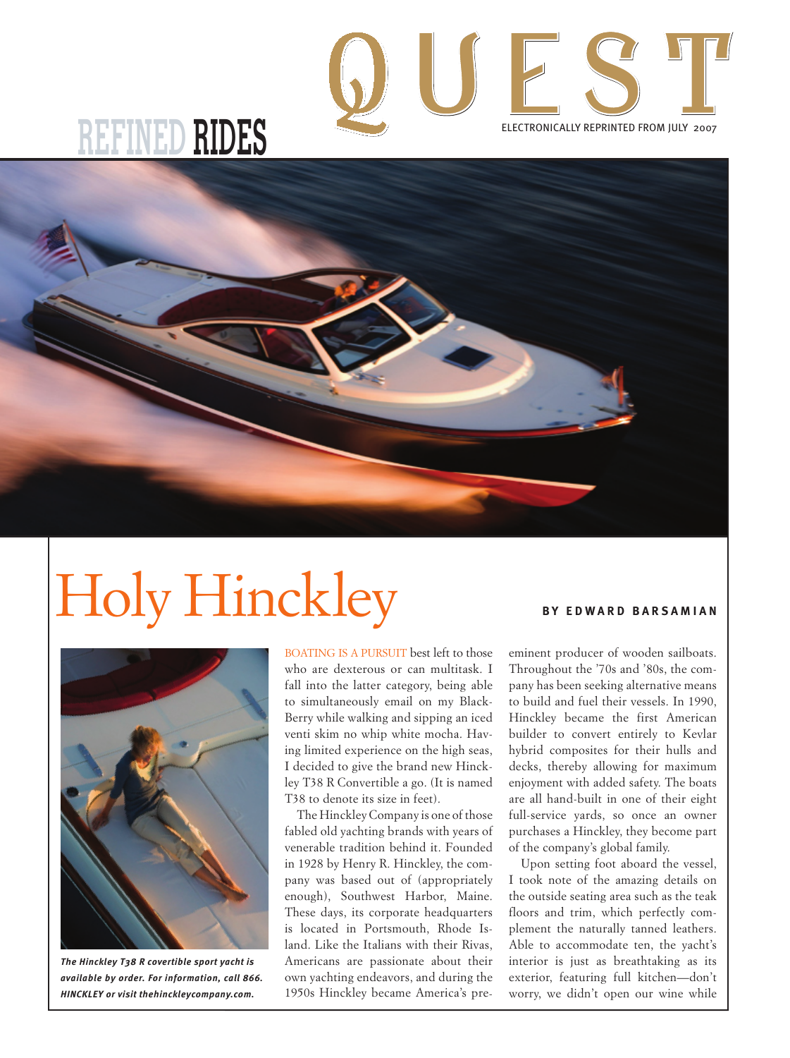REFINED RIDES

QUEST

ELECTRONICALLY REPRINTED FROM JULY 2007

# Holy Hinckley

**BY EDWARD BARSAMIAN**

***The Hinckley T38 R covertible sport yacht is available by order. For information, call 866. HINCKLEY or visit thehinckleycompany.com.***

BOATING IS A PURSUIT best left to those who are dexterous or can multitask. I fall into the latter category, being able to simultaneously email on my BlackBerry while walking and sipping an iced venti skim no whip white mocha. Having limited experience on the high seas, I decided to give the brand new Hinckley T38 R Convertible a go. (It is named T38 to denote its size in feet).

The Hinckley Company is one of those fabled old yachting brands with years of venerable tradition behind it. Founded in 1928 by Henry R. Hinckley, the company was based out of (appropriately enough), Southwest Harbor, Maine. These days, its corporate headquarters is located in Portsmouth, Rhode Island. Like the Italians with their Rivas, Americans are passionate about their own yachting endeavors, and during the 1950s Hinckley became America's preeminent producer of wooden sailboats. Throughout the '70s and '80s, the company has been seeking alternative means to build and fuel their vessels. In 1990, Hinckley became the first American builder to convert entirely to Kevlar hybrid composites for their hulls and decks, thereby allowing for maximum enjoyment with added safety. The boats are all hand-built in one of their eight full-service yards, so once an owner purchases a Hinckley, they become part of the company's global family.

Upon setting foot aboard the vessel, I took note of the amazing details on the outside seating area such as the teak floors and trim, which perfectly complement the naturally tanned leathers. Able to accommodate ten, the yacht's interior is just as breathtaking as its exterior, featuring full kitchen—don't worry, we didn't open our wine while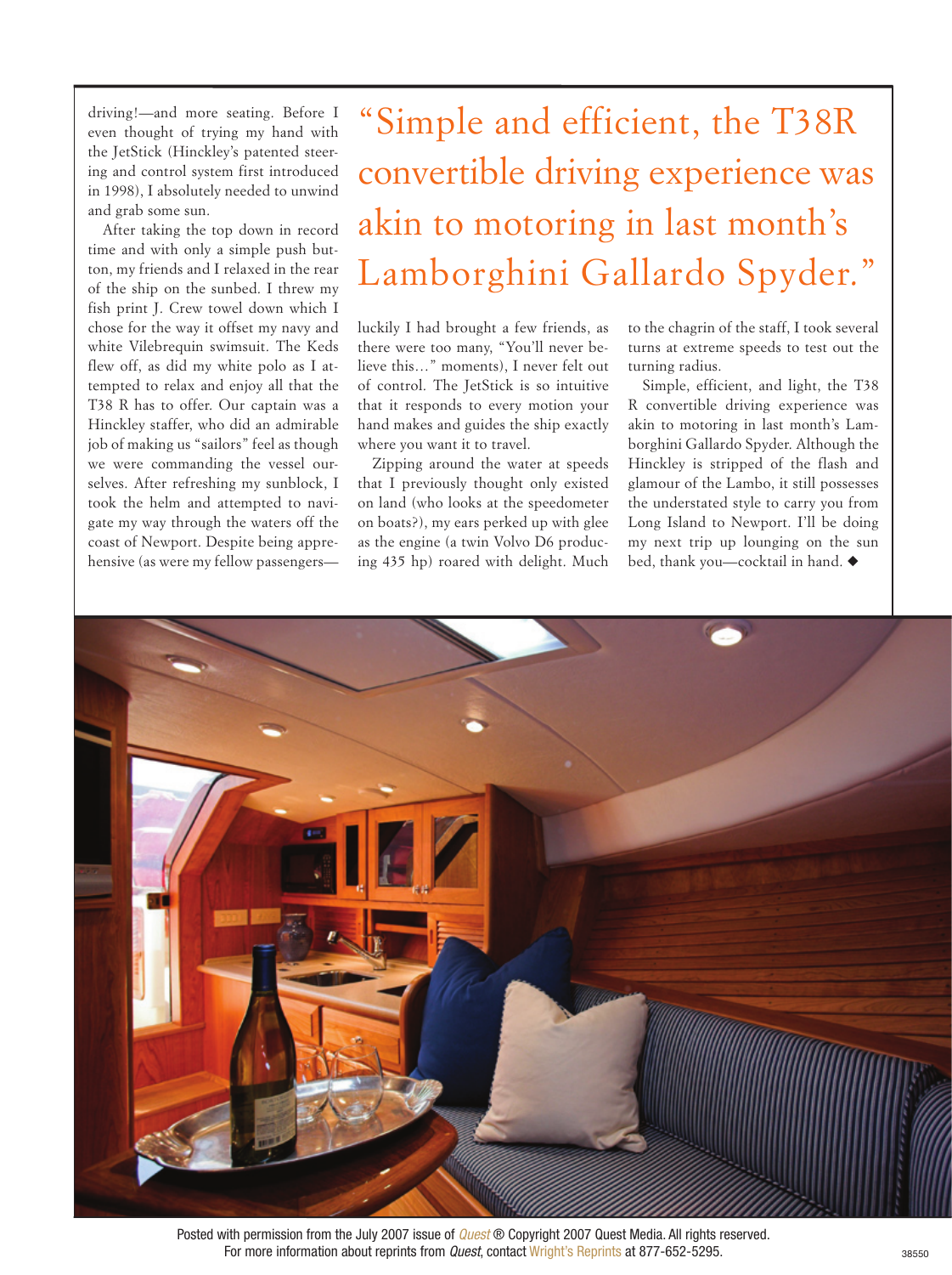driving!—and more seating. Before I even thought of trying my hand with the JetStick (Hinckley's patented steering and control system first introduced in 1998), I absolutely needed to unwind and grab some sun.

After taking the top down in record time and with only a simple push button, my friends and I relaxed in the rear of the ship on the sunbed. I threw my fish print J. Crew towel down which I chose for the way it offset my navy and white Vilebrequin swimsuit. The Keds flew off, as did my white polo as I attempted to relax and enjoy all that the T38 R has to offer. Our captain was a Hinckley staffer, who did an admirable job of making us "sailors" feel as though we were commanding the vessel ourselves. After refreshing my sunblock, I took the helm and attempted to navigate my way through the waters off the coast of Newport. Despite being apprehensive (as were my fellow passengers—luckily I had brought a few friends, as there were too many, "You'll never believe this…" moments), I never felt out of control. The JetStick is so intuitive that it responds to every motion your hand makes and guides the ship exactly where you want it to travel.

> "Simple and efficient, the T38R convertible driving experience was akin to motoring in last month's Lamborghini Gallardo Spyder."

Zipping around the water at speeds that I previously thought only existed on land (who looks at the speedometer on boats?), my ears perked up with glee as the engine (a twin Volvo D6 producing 435 hp) roared with delight. Much to the chagrin of the staff, I took several turns at extreme speeds to test out the turning radius.

Simple, efficient, and light, the T38 R convertible driving experience was akin to motoring in last month's Lamborghini Gallardo Spyder. Although the Hinckley is stripped of the flash and glamour of the Lambo, it still possesses the understated style to carry you from Long Island to Newport. I'll be doing my next trip up lounging on the sun bed, thank you—cocktail in hand. ◆

Posted with permission from the July 2007 issue of *Quest* ® Copyright 2007 Quest Media. All rights reserved.
For more information about reprints from *Quest*, contact Wright's Reprints at 877-652-5295.

38550